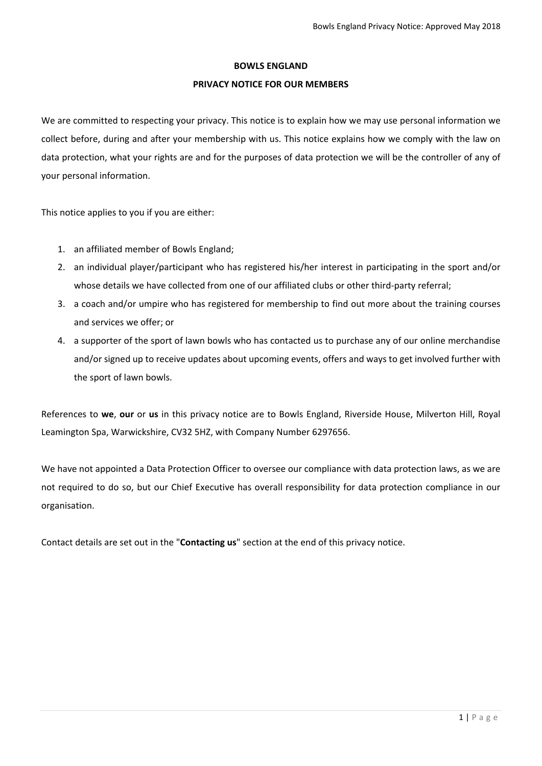# BOWLS ENGLAND

## PRIVACY NOTICE FOR OUR MEMBERS

We are committed to respecting your privacy. This notice is to explain how we may use personal information we collect before, during and after your membership with us. This notice explains how we comply with the law on data protection, what your rights are and for the purposes of data protection we will be the controller of any of your personal information.

This notice applies to you if you are either:

1. an affiliated member of Bowls England;
2. an individual player/participant who has registered his/her interest in participating in the sport and/or whose details we have collected from one of our affiliated clubs or other third-party referral;
3. a coach and/or umpire who has registered for membership to find out more about the training courses and services we offer; or
4. a supporter of the sport of lawn bowls who has contacted us to purchase any of our online merchandise and/or signed up to receive updates about upcoming events, offers and ways to get involved further with the sport of lawn bowls.

References to **we**, **our** or **us** in this privacy notice are to Bowls England, Riverside House, Milverton Hill, Royal Leamington Spa, Warwickshire, CV32 5HZ, with Company Number 6297656.

We have not appointed a Data Protection Officer to oversee our compliance with data protection laws, as we are not required to do so, but our Chief Executive has overall responsibility for data protection compliance in our organisation.

Contact details are set out in the "**Contacting us**" section at the end of this privacy notice.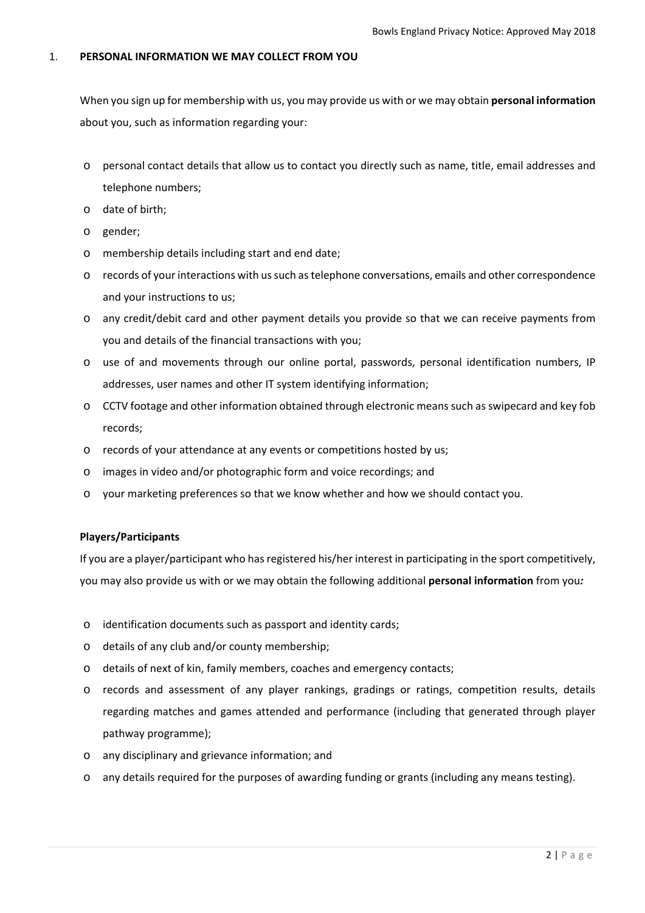## 1. PERSONAL INFORMATION WE MAY COLLECT FROM YOU

When you sign up for membership with us, you may provide us with or we may obtain **personal information** about you, such as information regarding your:

- personal contact details that allow us to contact you directly such as name, title, email addresses and telephone numbers;
- date of birth;
- gender;
- membership details including start and end date;
- records of your interactions with us such as telephone conversations, emails and other correspondence and your instructions to us;
- any credit/debit card and other payment details you provide so that we can receive payments from you and details of the financial transactions with you;
- use of and movements through our online portal, passwords, personal identification numbers, IP addresses, user names and other IT system identifying information;
- CCTV footage and other information obtained through electronic means such as swipecard and key fob records;
- records of your attendance at any events or competitions hosted by us;
- images in video and/or photographic form and voice recordings; and
- your marketing preferences so that we know whether and how we should contact you.

**Players/Participants**

If you are a player/participant who has registered his/her interest in participating in the sport competitively, you may also provide us with or we may obtain the following additional **personal information** from you*:*

- identification documents such as passport and identity cards;
- details of any club and/or county membership;
- details of next of kin, family members, coaches and emergency contacts;
- records and assessment of any player rankings, gradings or ratings, competition results, details regarding matches and games attended and performance (including that generated through player pathway programme);
- any disciplinary and grievance information; and
- any details required for the purposes of awarding funding or grants (including any means testing).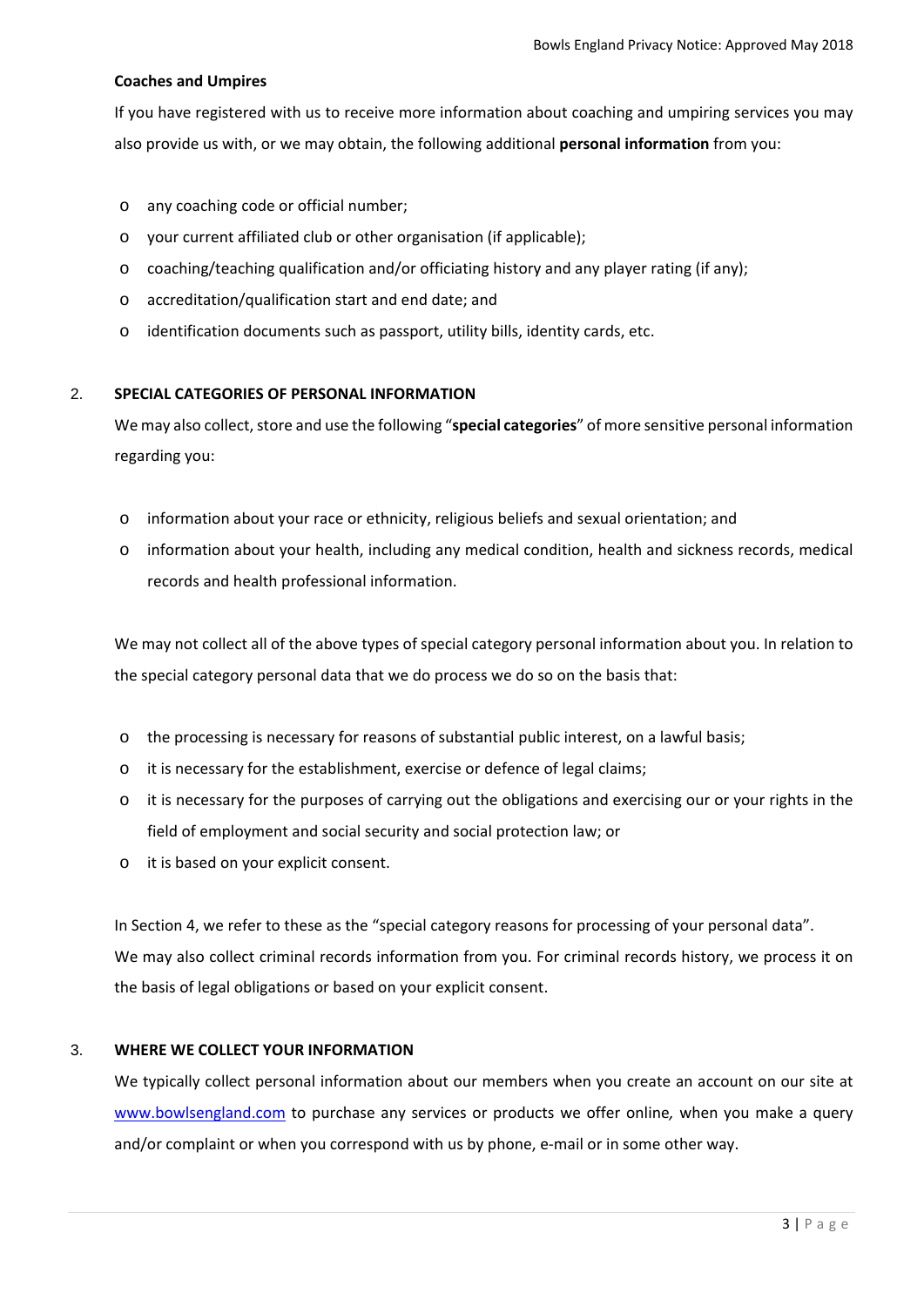**Coaches and Umpires**

If you have registered with us to receive more information about coaching and umpiring services you may also provide us with, or we may obtain, the following additional **personal information** from you:

- any coaching code or official number;
- your current affiliated club or other organisation (if applicable);
- coaching/teaching qualification and/or officiating history and any player rating (if any);
- accreditation/qualification start and end date; and
- identification documents such as passport, utility bills, identity cards, etc.

## 2. SPECIAL CATEGORIES OF PERSONAL INFORMATION

We may also collect, store and use the following "**special categories**" of more sensitive personal information regarding you:

- information about your race or ethnicity, religious beliefs and sexual orientation; and
- information about your health, including any medical condition, health and sickness records, medical records and health professional information.

We may not collect all of the above types of special category personal information about you. In relation to the special category personal data that we do process we do so on the basis that:

- the processing is necessary for reasons of substantial public interest, on a lawful basis;
- it is necessary for the establishment, exercise or defence of legal claims;
- it is necessary for the purposes of carrying out the obligations and exercising our or your rights in the field of employment and social security and social protection law; or
- it is based on your explicit consent.

In Section 4, we refer to these as the "special category reasons for processing of your personal data".
We may also collect criminal records information from you. For criminal records history, we process it on the basis of legal obligations or based on your explicit consent.

## 3. WHERE WE COLLECT YOUR INFORMATION

We typically collect personal information about our members when you create an account on our site at www.bowlsengland.com to purchase any services or products we offer online, when you make a query and/or complaint or when you correspond with us by phone, e-mail or in some other way.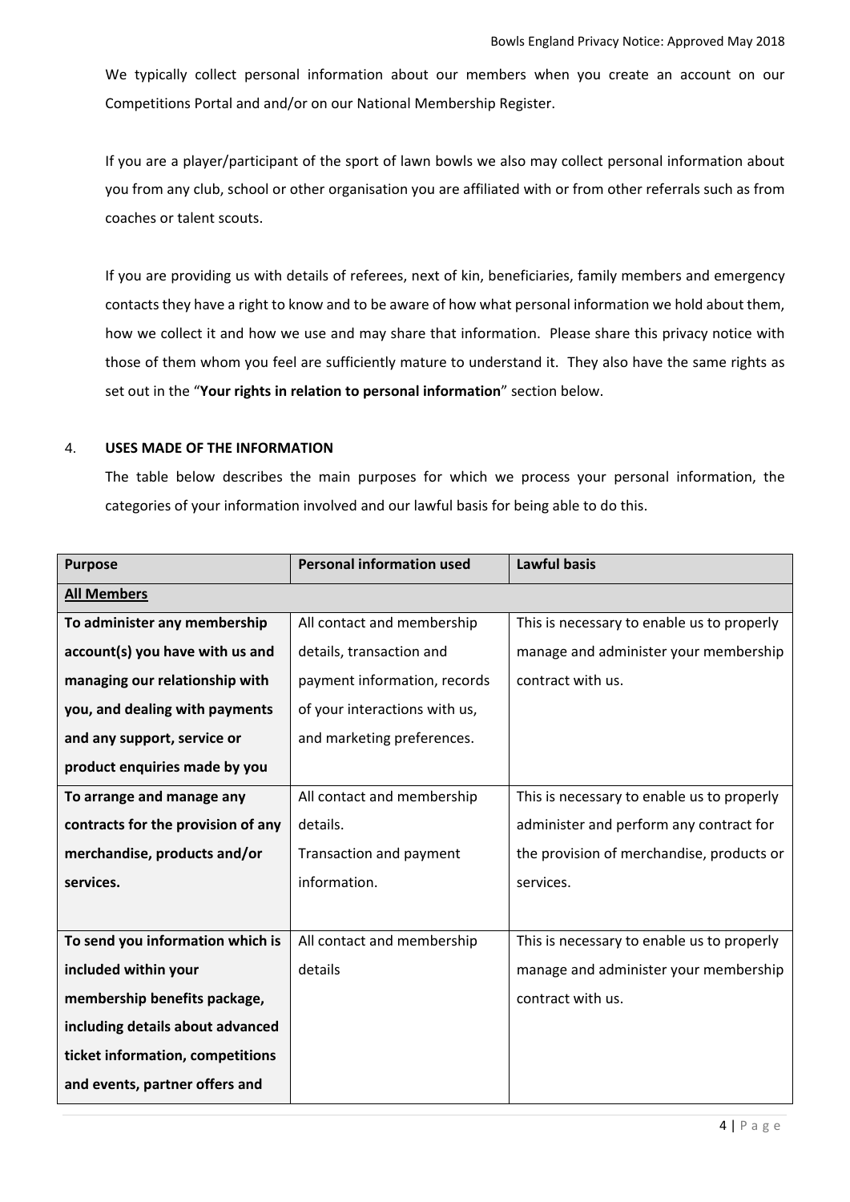We typically collect personal information about our members when you create an account on our Competitions Portal and/or on our National Membership Register.

If you are a player/participant of the sport of lawn bowls we also may collect personal information about you from any club, school or other organisation you are affiliated with or from other referrals such as from coaches or talent scouts.

If you are providing us with details of referees, next of kin, beneficiaries, family members and emergency contacts they have a right to know and to be aware of how what personal information we hold about them, how we collect it and how we use and may share that information. Please share this privacy notice with those of them whom you feel are sufficiently mature to understand it. They also have the same rights as set out in the "**Your rights in relation to personal information**" section below.

## 4. USES MADE OF THE INFORMATION

The table below describes the main purposes for which we process your personal information, the categories of your information involved and our lawful basis for being able to do this.

| Purpose | Personal information used | Lawful basis |
|---|---|---|
| **<u>All Members</u>** | | |
| **To administer any membership account(s) you have with us and managing our relationship with you, and dealing with payments and any support, service or product enquiries made by you** | All contact and membership details, transaction and payment information, records of your interactions with us, and marketing preferences. | This is necessary to enable us to properly manage and administer your membership contract with us. |
| **To arrange and manage any contracts for the provision of any merchandise, products and/or services.** | All contact and membership details.<br>Transaction and payment information. | This is necessary to enable us to properly administer and perform any contract for the provision of merchandise, products or services. |
| **To send you information which is included within your membership benefits package, including details about advanced ticket information, competitions and events, partner offers and** | All contact and membership details | This is necessary to enable us to properly manage and administer your membership contract with us. |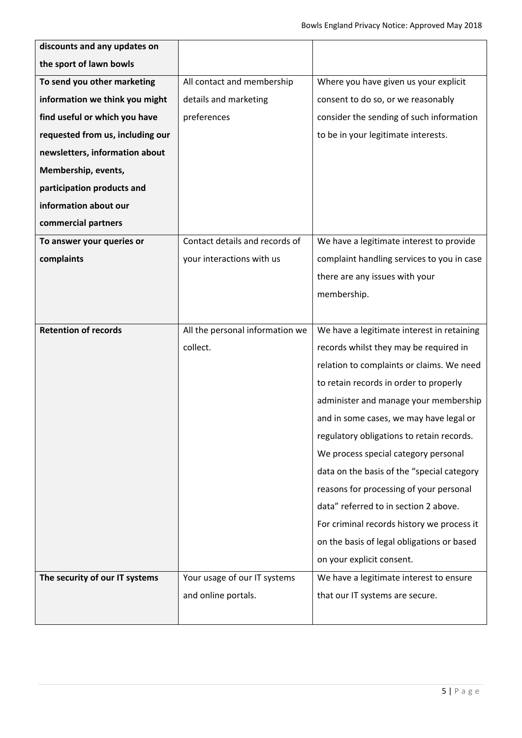| | | |
|---|---|---|
| **discounts and any updates on the sport of lawn bowls** | | |
| **To send you other marketing information we think you might find useful or which you have requested from us, including our newsletters, information about Membership, events, participation products and information about our commercial partners** | All contact and membership details and marketing preferences | Where you have given us your explicit consent to do so, or we reasonably consider the sending of such information to be in your legitimate interests. |
| **To answer your queries or complaints** | Contact details and records of your interactions with us | We have a legitimate interest to provide complaint handling services to you in case there are any issues with your membership. |
| **Retention of records** | All the personal information we collect. | We have a legitimate interest in retaining records whilst they may be required in relation to complaints or claims. We need to retain records in order to properly administer and manage your membership and in some cases, we may have legal or regulatory obligations to retain records. We process special category personal data on the basis of the "special category reasons for processing of your personal data" referred to in section 2 above. For criminal records history we process it on the basis of legal obligations or based on your explicit consent. |
| **The security of our IT systems** | Your usage of our IT systems and online portals. | We have a legitimate interest to ensure that our IT systems are secure. |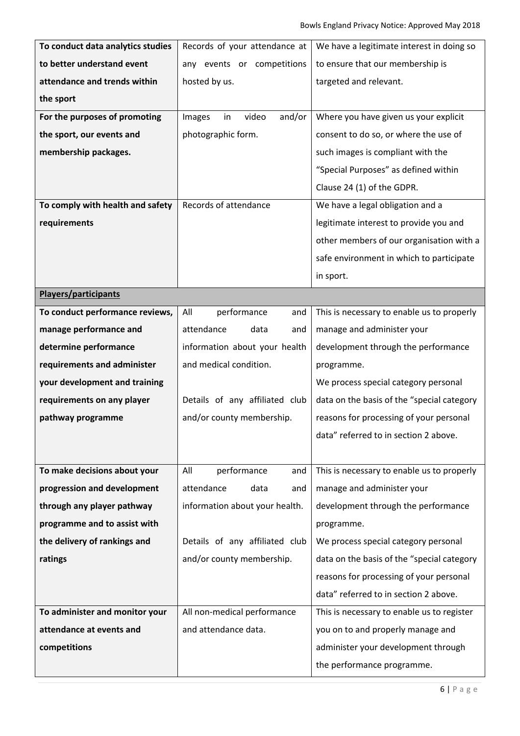| | | |
|---|---|---|
| **To conduct data analytics studies to better understand event attendance and trends within the sport** | Records of your attendance at any events or competitions hosted by us. | We have a legitimate interest in doing so to ensure that our membership is targeted and relevant. |
| **For the purposes of promoting the sport, our events and membership packages.** | Images in video and/or photographic form. | Where you have given us your explicit consent to do so, or where the use of such images is compliant with the "Special Purposes" as defined within Clause 24 (1) of the GDPR. |
| **To comply with health and safety requirements** | Records of attendance | We have a legal obligation and a legitimate interest to provide you and other members of our organisation with a safe environment in which to participate in sport. |
| **Players/participants** | | |
| **To conduct performance reviews, manage performance and determine performance requirements and administer your development and training requirements on any player pathway programme** | All performance and attendance data and information about your health and medical condition.<br><br>Details of any affiliated club and/or county membership. | This is necessary to enable us to properly manage and administer your development through the performance programme.<br>We process special category personal data on the basis of the "special category reasons for processing of your personal data" referred to in section 2 above. |
| **To make decisions about your progression and development through any player pathway programme and to assist with the delivery of rankings and ratings** | All performance and attendance data and information about your health.<br><br>Details of any affiliated club and/or county membership. | This is necessary to enable us to properly manage and administer your development through the performance programme.<br>We process special category personal data on the basis of the "special category reasons for processing of your personal data" referred to in section 2 above. |
| **To administer and monitor your attendance at events and competitions** | All non-medical performance and attendance data. | This is necessary to enable us to register you on to and properly manage and administer your development through the performance programme. |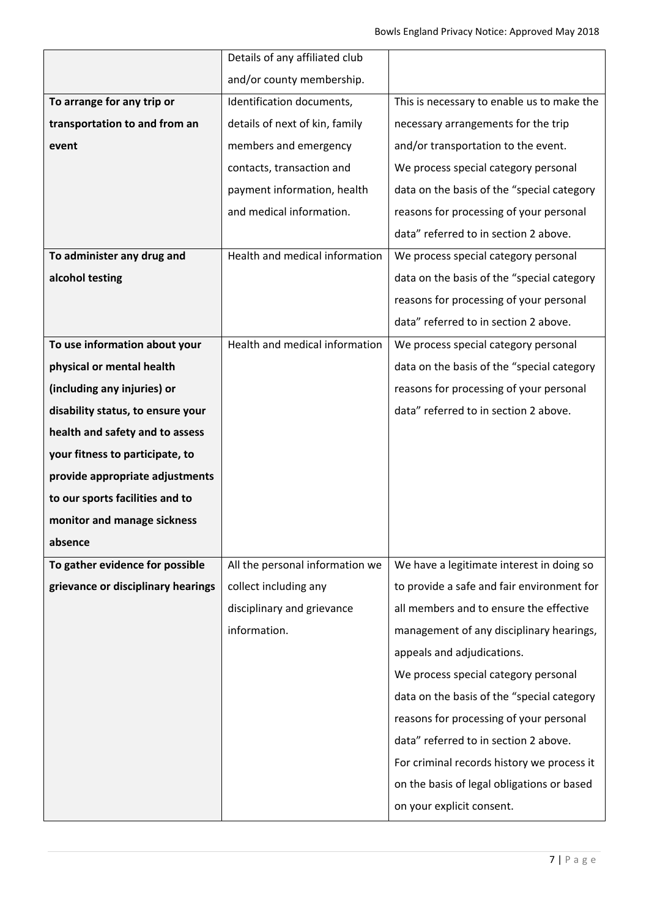| | | |
|---|---|---|
| | Details of any affiliated club and/or county membership. | |
| **To arrange for any trip or transportation to and from an event** | Identification documents, details of next of kin, family members and emergency contacts, transaction and payment information, health and medical information. | This is necessary to enable us to make the necessary arrangements for the trip and/or transportation to the event. We process special category personal data on the basis of the "special category reasons for processing of your personal data" referred to in section 2 above. |
| **To administer any drug and alcohol testing** | Health and medical information | We process special category personal data on the basis of the "special category reasons for processing of your personal data" referred to in section 2 above. |
| **To use information about your physical or mental health (including any injuries) or disability status, to ensure your health and safety and to assess your fitness to participate, to provide appropriate adjustments to our sports facilities and to monitor and manage sickness absence** | Health and medical information | We process special category personal data on the basis of the "special category reasons for processing of your personal data" referred to in section 2 above. |
| **To gather evidence for possible grievance or disciplinary hearings** | All the personal information we collect including any disciplinary and grievance information. | We have a legitimate interest in doing so to provide a safe and fair environment for all members and to ensure the effective management of any disciplinary hearings, appeals and adjudications. We process special category personal data on the basis of the "special category reasons for processing of your personal data" referred to in section 2 above. For criminal records history we process it on the basis of legal obligations or based on your explicit consent. |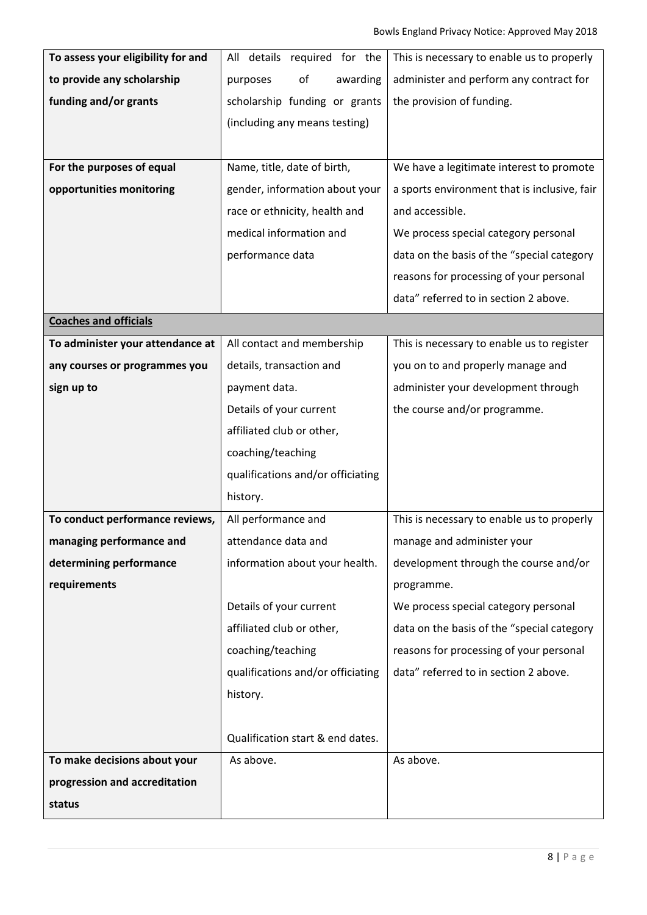| | | |
|---|---|---|
| **To assess your eligibility for and to provide any scholarship funding and/or grants** | All details required for the purposes of awarding scholarship funding or grants (including any means testing) | This is necessary to enable us to properly administer and perform any contract for the provision of funding. |
| **For the purposes of equal opportunities monitoring** | Name, title, date of birth, gender, information about your race or ethnicity, health and medical information and performance data | We have a legitimate interest to promote a sports environment that is inclusive, fair and accessible.<br>We process special category personal data on the basis of the "special category reasons for processing of your personal data" referred to in section 2 above. |
| **<u>Coaches and officials</u>** | | |
| **To administer your attendance at any courses or programmes you sign up to** | All contact and membership details, transaction and payment data.<br>Details of your current affiliated club or other, coaching/teaching qualifications and/or officiating history. | This is necessary to enable us to register you on to and properly manage and administer your development through the course and/or programme. |
| **To conduct performance reviews, managing performance and determining performance requirements** | All performance and attendance data and information about your health.<br><br>Details of your current affiliated club or other, coaching/teaching qualifications and/or officiating history.<br><br>Qualification start & end dates. | This is necessary to enable us to properly manage and administer your development through the course and/or programme.<br>We process special category personal data on the basis of the "special category reasons for processing of your personal data" referred to in section 2 above. |
| **To make decisions about your progression and accreditation status** | As above. | As above. |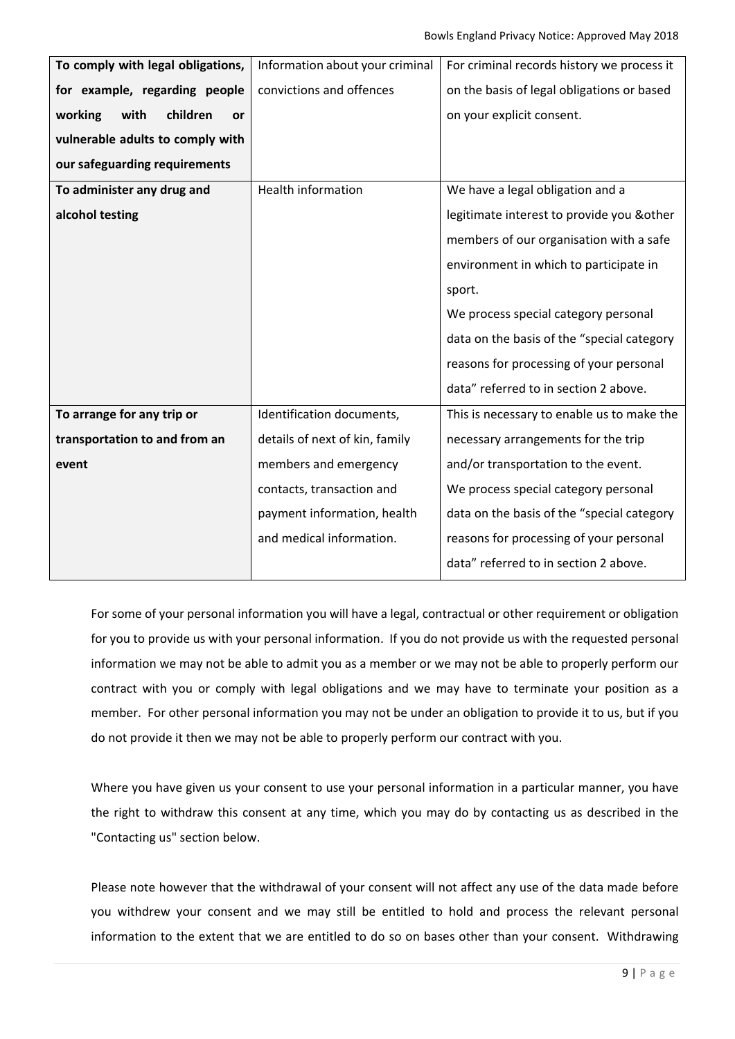| **To comply with legal obligations, for example, regarding people working with children or vulnerable adults to comply with our safeguarding requirements** | Information about your criminal convictions and offences | For criminal records history we process it on the basis of legal obligations or based on your explicit consent. |
|---|---|---|
| **To administer any drug and alcohol testing** | Health information | We have a legal obligation and a legitimate interest to provide you &other members of our organisation with a safe environment in which to participate in sport. We process special category personal data on the basis of the "special category reasons for processing of your personal data" referred to in section 2 above. |
| **To arrange for any trip or transportation to and from an event** | Identification documents, details of next of kin, family members and emergency contacts, transaction and payment information, health and medical information. | This is necessary to enable us to make the necessary arrangements for the trip and/or transportation to the event. We process special category personal data on the basis of the "special category reasons for processing of your personal data" referred to in section 2 above. |

For some of your personal information you will have a legal, contractual or other requirement or obligation for you to provide us with your personal information. If you do not provide us with the requested personal information we may not be able to admit you as a member or we may not be able to properly perform our contract with you or comply with legal obligations and we may have to terminate your position as a member. For other personal information you may not be under an obligation to provide it to us, but if you do not provide it then we may not be able to properly perform our contract with you.

Where you have given us your consent to use your personal information in a particular manner, you have the right to withdraw this consent at any time, which you may do by contacting us as described in the "Contacting us" section below.

Please note however that the withdrawal of your consent will not affect any use of the data made before you withdrew your consent and we may still be entitled to hold and process the relevant personal information to the extent that we are entitled to do so on bases other than your consent. Withdrawing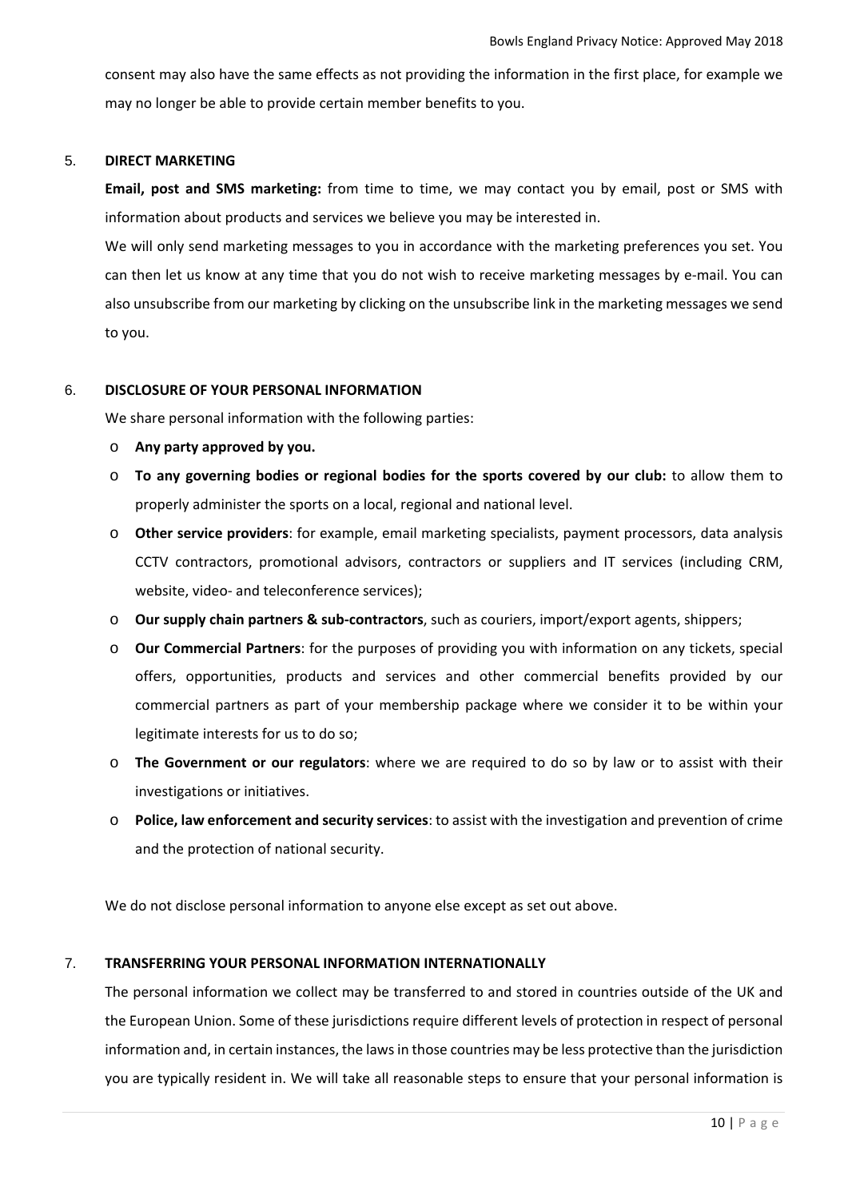consent may also have the same effects as not providing the information in the first place, for example we may no longer be able to provide certain member benefits to you.

## 5. DIRECT MARKETING

**Email, post and SMS marketing:** from time to time, we may contact you by email, post or SMS with information about products and services we believe you may be interested in.

We will only send marketing messages to you in accordance with the marketing preferences you set. You can then let us know at any time that you do not wish to receive marketing messages by e-mail. You can also unsubscribe from our marketing by clicking on the unsubscribe link in the marketing messages we send to you.

## 6. DISCLOSURE OF YOUR PERSONAL INFORMATION

We share personal information with the following parties:

- **Any party approved by you.**
- **To any governing bodies or regional bodies for the sports covered by our club:** to allow them to properly administer the sports on a local, regional and national level.
- **Other service providers**: for example, email marketing specialists, payment processors, data analysis CCTV contractors, promotional advisors, contractors or suppliers and IT services (including CRM, website, video- and teleconference services);
- **Our supply chain partners & sub-contractors**, such as couriers, import/export agents, shippers;
- **Our Commercial Partners**: for the purposes of providing you with information on any tickets, special offers, opportunities, products and services and other commercial benefits provided by our commercial partners as part of your membership package where we consider it to be within your legitimate interests for us to do so;
- **The Government or our regulators**: where we are required to do so by law or to assist with their investigations or initiatives.
- **Police, law enforcement and security services**: to assist with the investigation and prevention of crime and the protection of national security.

We do not disclose personal information to anyone else except as set out above.

## 7. TRANSFERRING YOUR PERSONAL INFORMATION INTERNATIONALLY

The personal information we collect may be transferred to and stored in countries outside of the UK and the European Union. Some of these jurisdictions require different levels of protection in respect of personal information and, in certain instances, the laws in those countries may be less protective than the jurisdiction you are typically resident in. We will take all reasonable steps to ensure that your personal information is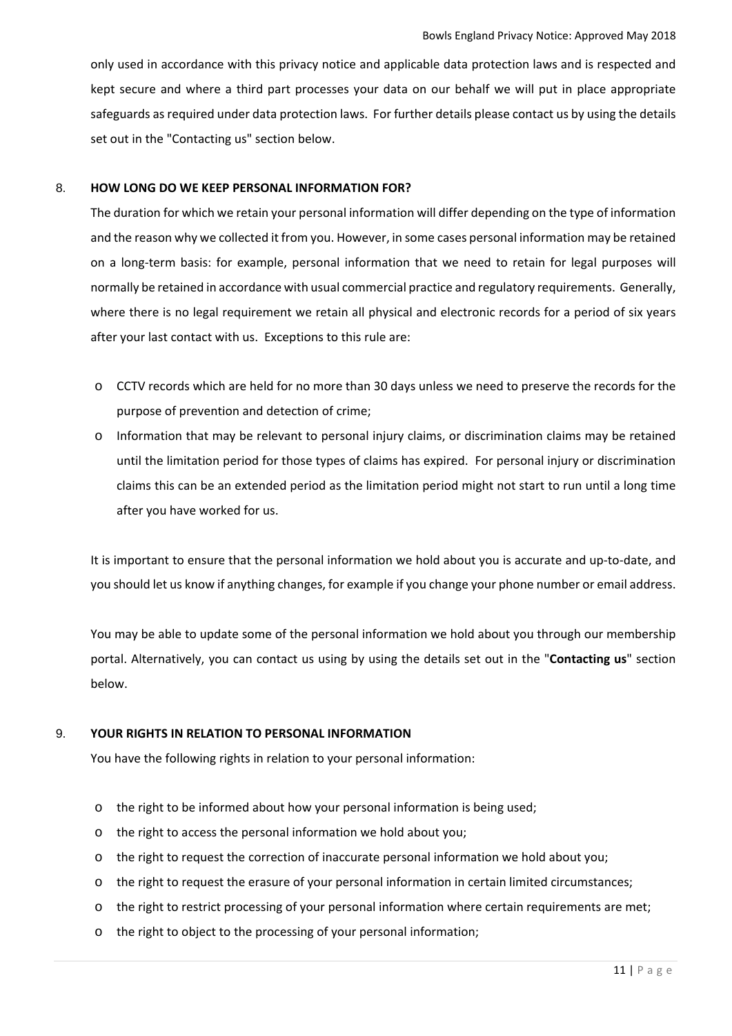only used in accordance with this privacy notice and applicable data protection laws and is respected and kept secure and where a third part processes your data on our behalf we will put in place appropriate safeguards as required under data protection laws. For further details please contact us by using the details set out in the "Contacting us" section below.

## 8. HOW LONG DO WE KEEP PERSONAL INFORMATION FOR?

The duration for which we retain your personal information will differ depending on the type of information and the reason why we collected it from you. However, in some cases personal information may be retained on a long-term basis: for example, personal information that we need to retain for legal purposes will normally be retained in accordance with usual commercial practice and regulatory requirements. Generally, where there is no legal requirement we retain all physical and electronic records for a period of six years after your last contact with us. Exceptions to this rule are:

- CCTV records which are held for no more than 30 days unless we need to preserve the records for the purpose of prevention and detection of crime;
- Information that may be relevant to personal injury claims, or discrimination claims may be retained until the limitation period for those types of claims has expired. For personal injury or discrimination claims this can be an extended period as the limitation period might not start to run until a long time after you have worked for us.

It is important to ensure that the personal information we hold about you is accurate and up-to-date, and you should let us know if anything changes, for example if you change your phone number or email address.

You may be able to update some of the personal information we hold about you through our membership portal. Alternatively, you can contact us using by using the details set out in the "**Contacting us**" section below.

## 9. YOUR RIGHTS IN RELATION TO PERSONAL INFORMATION

You have the following rights in relation to your personal information:

- the right to be informed about how your personal information is being used;
- the right to access the personal information we hold about you;
- the right to request the correction of inaccurate personal information we hold about you;
- the right to request the erasure of your personal information in certain limited circumstances;
- the right to restrict processing of your personal information where certain requirements are met;
- the right to object to the processing of your personal information;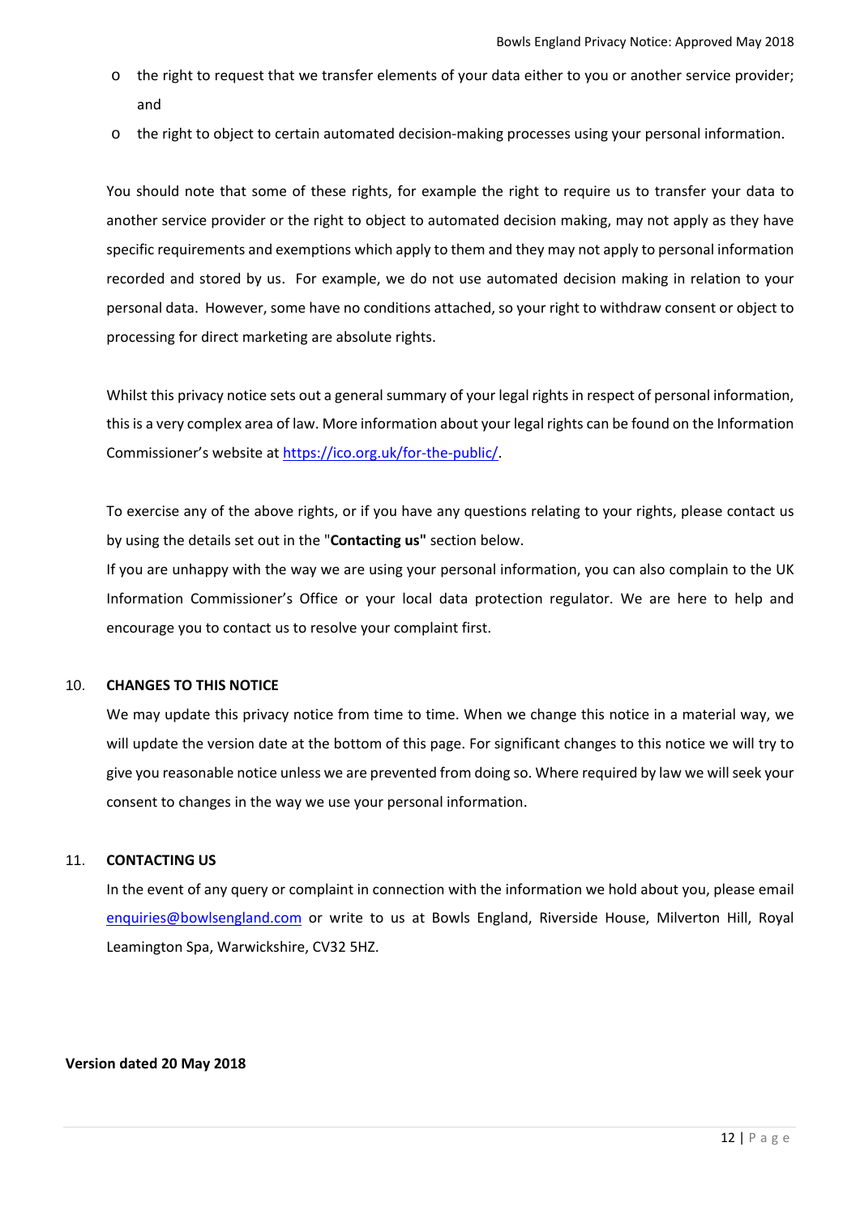- the right to request that we transfer elements of your data either to you or another service provider; and
- the right to object to certain automated decision-making processes using your personal information.

You should note that some of these rights, for example the right to require us to transfer your data to another service provider or the right to object to automated decision making, may not apply as they have specific requirements and exemptions which apply to them and they may not apply to personal information recorded and stored by us. For example, we do not use automated decision making in relation to your personal data. However, some have no conditions attached, so your right to withdraw consent or object to processing for direct marketing are absolute rights.

Whilst this privacy notice sets out a general summary of your legal rights in respect of personal information, this is a very complex area of law. More information about your legal rights can be found on the Information Commissioner's website at https://ico.org.uk/for-the-public/.

To exercise any of the above rights, or if you have any questions relating to your rights, please contact us by using the details set out in the "**Contacting us"** section below.

If you are unhappy with the way we are using your personal information, you can also complain to the UK Information Commissioner's Office or your local data protection regulator. We are here to help and encourage you to contact us to resolve your complaint first.

## 10. CHANGES TO THIS NOTICE

We may update this privacy notice from time to time. When we change this notice in a material way, we will update the version date at the bottom of this page. For significant changes to this notice we will try to give you reasonable notice unless we are prevented from doing so. Where required by law we will seek your consent to changes in the way we use your personal information.

## 11. CONTACTING US

In the event of any query or complaint in connection with the information we hold about you, please email enquiries@bowlsengland.com or write to us at Bowls England, Riverside House, Milverton Hill, Royal Leamington Spa, Warwickshire, CV32 5HZ.

**Version dated 20 May 2018**